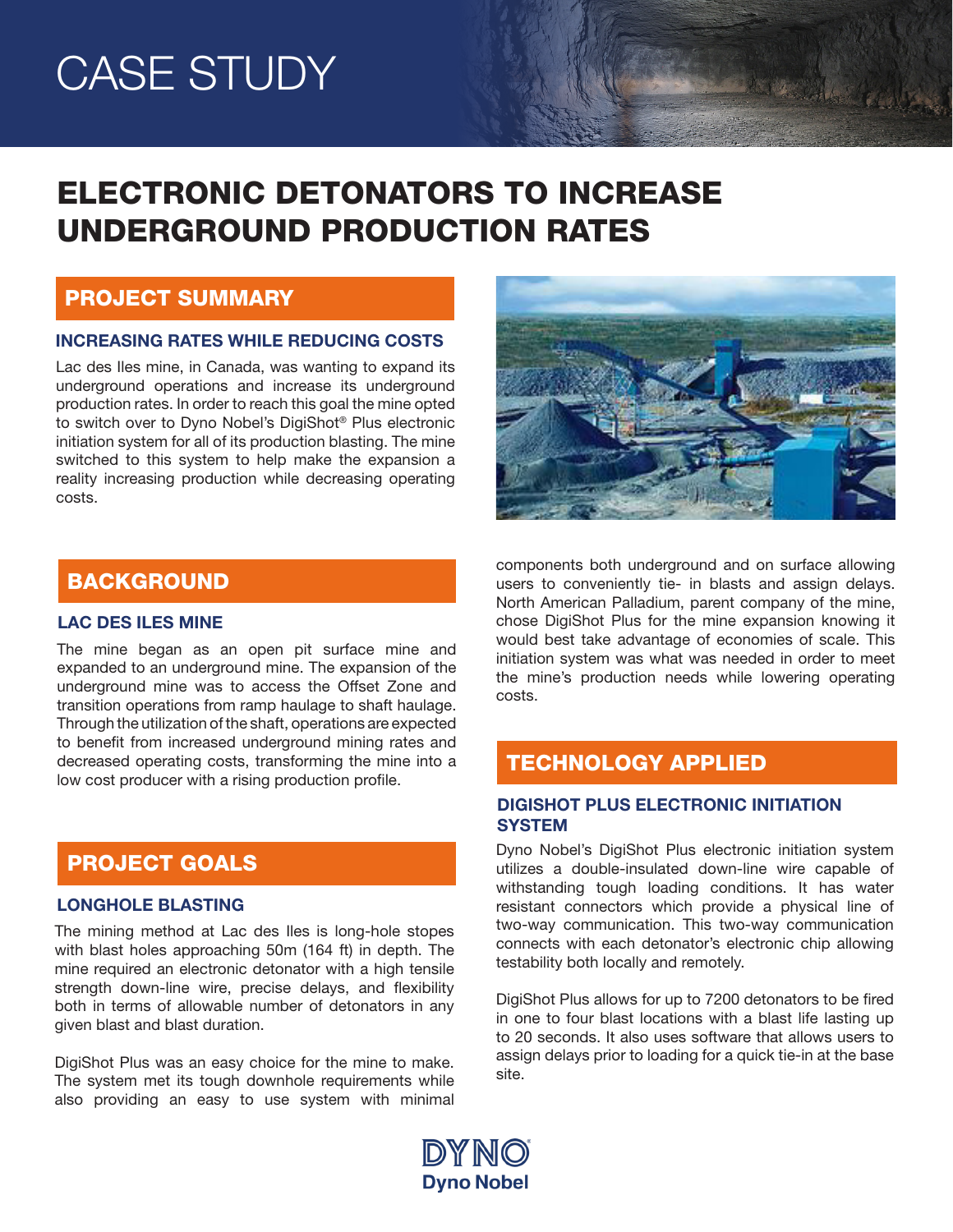# CASE STUDY

# ELECTRONIC DETONATORS TO INCREASE UNDERGROUND PRODUCTION RATES

## PROJECT SUMMARY

### INCREASING RATES WHILE REDUCING COSTS

Lac des Iles mine, in Canada, was wanting to expand its underground operations and increase its underground production rates. In order to reach this goal the mine opted to switch over to Dyno Nobel's DigiShot® Plus electronic initiation system for all of its production blasting. The mine switched to this system to help make the expansion a reality increasing production while decreasing operating costs.

## BACKGROUND

### LAC DES ILES MINE

The mine began as an open pit surface mine and expanded to an underground mine. The expansion of the underground mine was to access the Offset Zone and transition operations from ramp haulage to shaft haulage. Through the utilization of the shaft, operations are expected to benefit from increased underground mining rates and decreased operating costs, transforming the mine into a low cost producer with a rising production profile.

## PROJECT GOALS

### LONGHOLE BLASTING

The mining method at Lac des Iles is long-hole stopes with blast holes approaching 50m (164 ft) in depth. The mine required an electronic detonator with a high tensile strength down-line wire, precise delays, and flexibility both in terms of allowable number of detonators in any given blast and blast duration.

DigiShot Plus was an easy choice for the mine to make. The system met its tough downhole requirements while also providing an easy to use system with minimal components both underground and on surface allowing users to conveniently tie- in blasts and assign delays. North American Palladium, parent company of the mine, chose DigiShot Plus for the mine expansion knowing it would best take advantage of economies of scale. This initiation system was what was needed in order to meet the mine's production needs while lowering operating costs.

## TECHNOLOGY APPLIED

### DIGISHOT PLUS ELECTRONIC INITIATION SYSTEM

Dyno Nobel's DigiShot Plus electronic initiation system utilizes a double-insulated down-line wire capable of withstanding tough loading conditions. It has water resistant connectors which provide a physical line of two-way communication. This two-way communication connects with each detonator's electronic chip allowing testability both locally and remotely.

DigiShot Plus allows for up to 7200 detonators to be fired in one to four blast locations with a blast life lasting up to 20 seconds. It also uses software that allows users to assign delays prior to loading for a quick tie-in at the base site.

DYNO
Dyno Nobel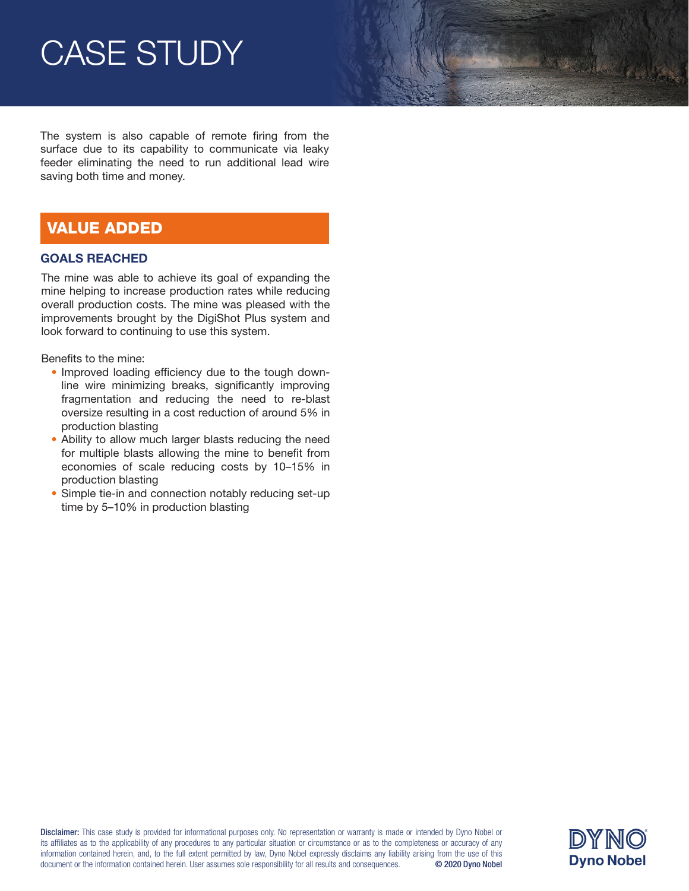# CASE STUDY

The system is also capable of remote firing from the surface due to its capability to communicate via leaky feeder eliminating the need to run additional lead wire saving both time and money.

## VALUE ADDED

### GOALS REACHED

The mine was able to achieve its goal of expanding the mine helping to increase production rates while reducing overall production costs. The mine was pleased with the improvements brought by the DigiShot Plus system and look forward to continuing to use this system.

Benefits to the mine:

- Improved loading efficiency due to the tough down-line wire minimizing breaks, significantly improving fragmentation and reducing the need to re-blast oversize resulting in a cost reduction of around 5% in production blasting
- Ability to allow much larger blasts reducing the need for multiple blasts allowing the mine to benefit from economies of scale reducing costs by 10–15% in production blasting
- Simple tie-in and connection notably reducing set-up time by 5–10% in production blasting

**Disclaimer:** This case study is provided for informational purposes only. No representation or warranty is made or intended by Dyno Nobel or its affiliates as to the applicability of any procedures to any particular situation or circumstance or as to the completeness or accuracy of any information contained herein, and, to the full extent permitted by law, Dyno Nobel expressly disclaims any liability arising from the use of this document or the information contained herein. User assumes sole responsibility for all results and consequences. **© 2020 Dyno Nobel**

DYNO
Dyno Nobel